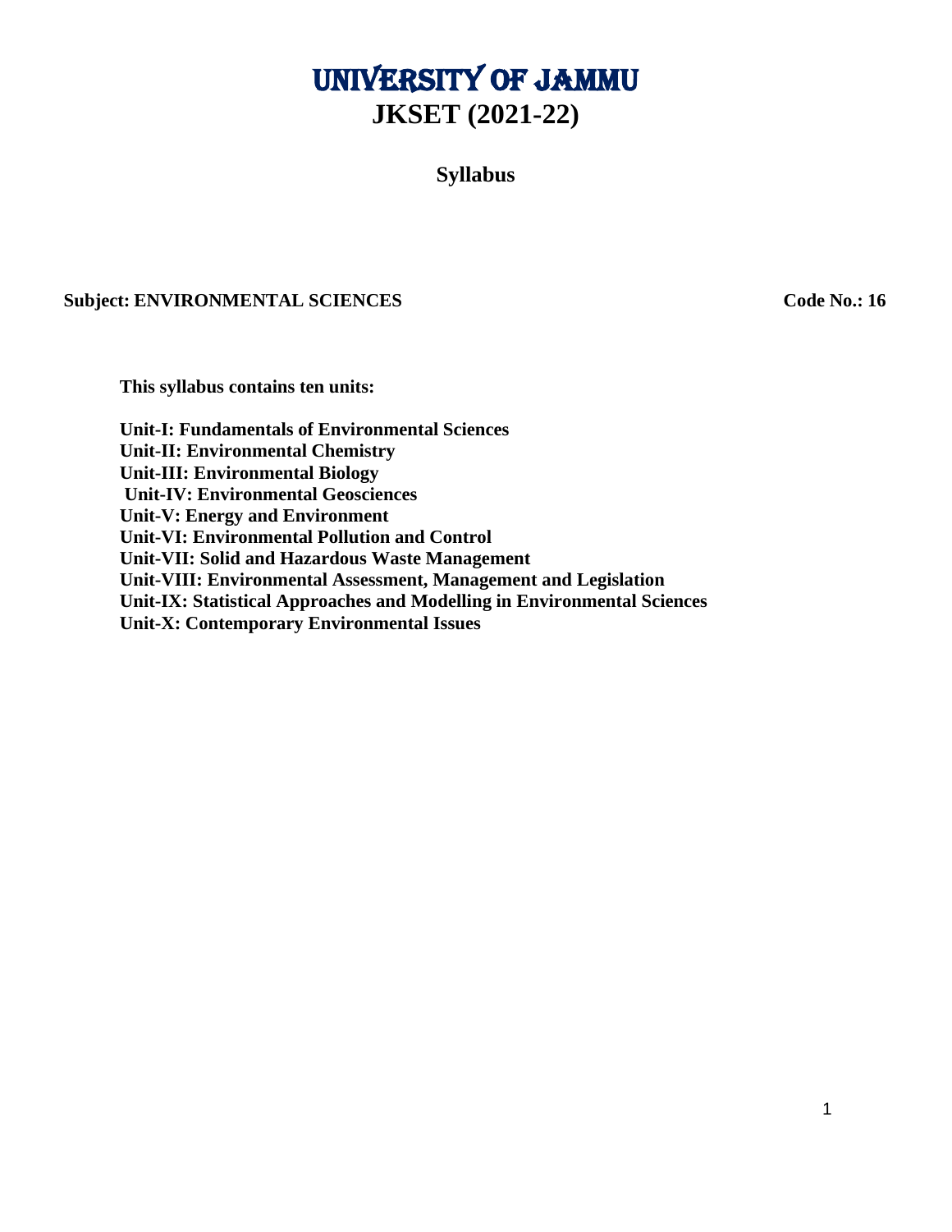# UNIVERSITY OF JAMMU
# JKSET (2021-22)

## Syllabus

**Subject: ENVIRONMENTAL SCIENCES** **Code No.: 16**

**This syllabus contains ten units:**

**Unit-I: Fundamentals of Environmental Sciences**
**Unit-II: Environmental Chemistry**
**Unit-III: Environmental Biology**
**Unit-IV: Environmental Geosciences**
**Unit-V: Energy and Environment**
**Unit-VI: Environmental Pollution and Control**
**Unit-VII: Solid and Hazardous Waste Management**
**Unit-VIII: Environmental Assessment, Management and Legislation**
**Unit-IX: Statistical Approaches and Modelling in Environmental Sciences**
**Unit-X: Contemporary Environmental Issues**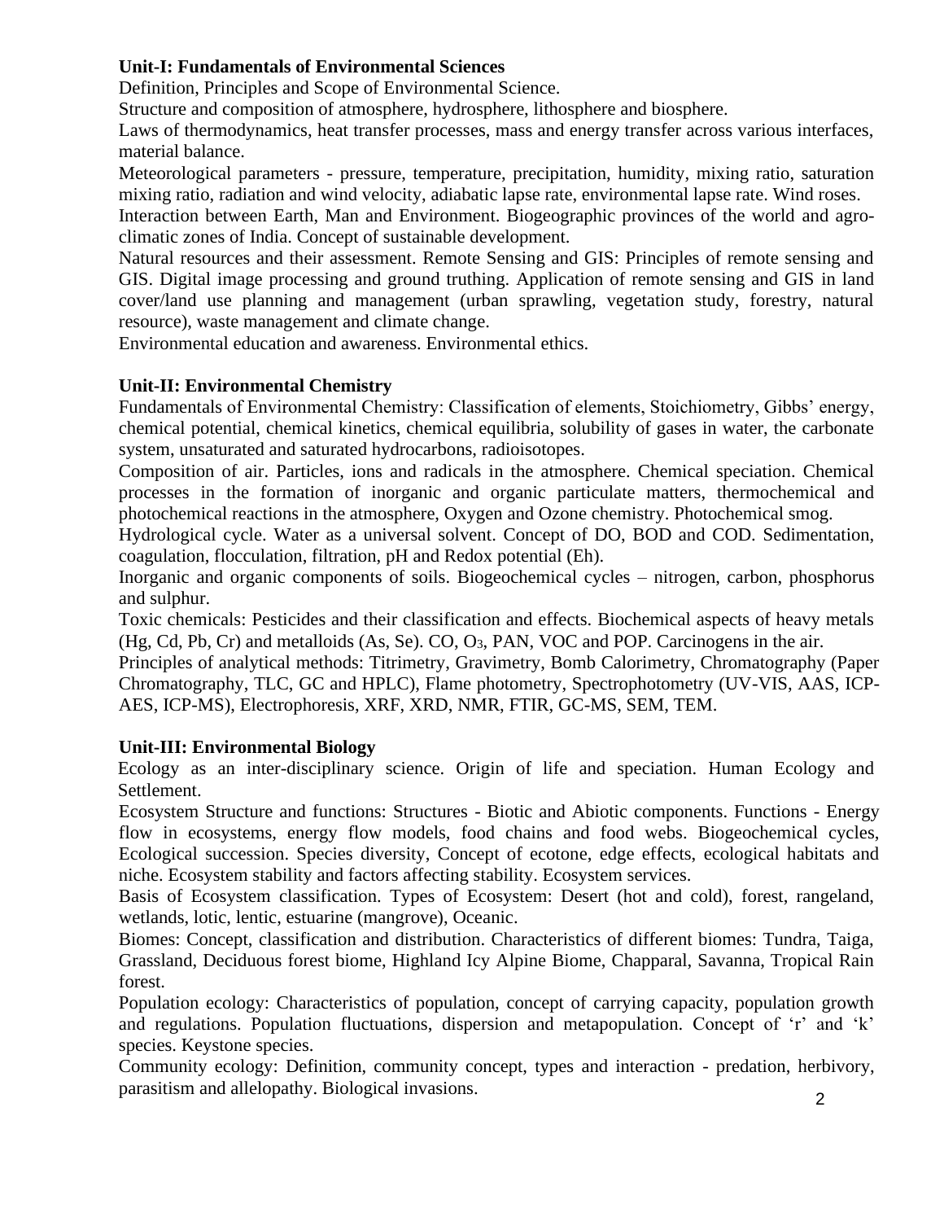**Unit-I: Fundamentals of Environmental Sciences**

Definition, Principles and Scope of Environmental Science.

Structure and composition of atmosphere, hydrosphere, lithosphere and biosphere.

Laws of thermodynamics, heat transfer processes, mass and energy transfer across various interfaces, material balance.

Meteorological parameters - pressure, temperature, precipitation, humidity, mixing ratio, saturation mixing ratio, radiation and wind velocity, adiabatic lapse rate, environmental lapse rate. Wind roses.

Interaction between Earth, Man and Environment. Biogeographic provinces of the world and agro-climatic zones of India. Concept of sustainable development.

Natural resources and their assessment. Remote Sensing and GIS: Principles of remote sensing and GIS. Digital image processing and ground truthing. Application of remote sensing and GIS in land cover/land use planning and management (urban sprawling, vegetation study, forestry, natural resource), waste management and climate change.

Environmental education and awareness. Environmental ethics.

**Unit-II: Environmental Chemistry**

Fundamentals of Environmental Chemistry: Classification of elements, Stoichiometry, Gibbs' energy, chemical potential, chemical kinetics, chemical equilibria, solubility of gases in water, the carbonate system, unsaturated and saturated hydrocarbons, radioisotopes.

Composition of air. Particles, ions and radicals in the atmosphere. Chemical speciation. Chemical processes in the formation of inorganic and organic particulate matters, thermochemical and photochemical reactions in the atmosphere, Oxygen and Ozone chemistry. Photochemical smog.

Hydrological cycle. Water as a universal solvent. Concept of DO, BOD and COD. Sedimentation, coagulation, flocculation, filtration, pH and Redox potential (Eh).

Inorganic and organic components of soils. Biogeochemical cycles – nitrogen, carbon, phosphorus and sulphur.

Toxic chemicals: Pesticides and their classification and effects. Biochemical aspects of heavy metals (Hg, Cd, Pb, Cr) and metalloids (As, Se). CO, $O_3$, PAN, VOC and POP. Carcinogens in the air.

Principles of analytical methods: Titrimetry, Gravimetry, Bomb Calorimetry, Chromatography (Paper Chromatography, TLC, GC and HPLC), Flame photometry, Spectrophotometry (UV-VIS, AAS, ICP-AES, ICP-MS), Electrophoresis, XRF, XRD, NMR, FTIR, GC-MS, SEM, TEM.

**Unit-III: Environmental Biology**

Ecology as an inter-disciplinary science. Origin of life and speciation. Human Ecology and Settlement.

Ecosystem Structure and functions: Structures - Biotic and Abiotic components. Functions - Energy flow in ecosystems, energy flow models, food chains and food webs. Biogeochemical cycles, Ecological succession. Species diversity, Concept of ecotone, edge effects, ecological habitats and niche. Ecosystem stability and factors affecting stability. Ecosystem services.

Basis of Ecosystem classification. Types of Ecosystem: Desert (hot and cold), forest, rangeland, wetlands, lotic, lentic, estuarine (mangrove), Oceanic.

Biomes: Concept, classification and distribution. Characteristics of different biomes: Tundra, Taiga, Grassland, Deciduous forest biome, Highland Icy Alpine Biome, Chapparal, Savanna, Tropical Rain forest.

Population ecology: Characteristics of population, concept of carrying capacity, population growth and regulations. Population fluctuations, dispersion and metapopulation. Concept of 'r' and 'k' species. Keystone species.

Community ecology: Definition, community concept, types and interaction - predation, herbivory, parasitism and allelopathy. Biological invasions.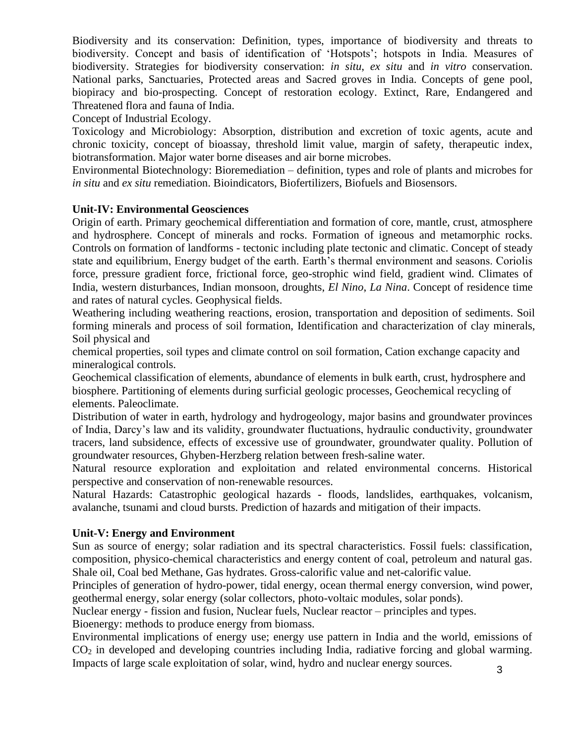Biodiversity and its conservation: Definition, types, importance of biodiversity and threats to biodiversity. Concept and basis of identification of 'Hotspots'; hotspots in India. Measures of biodiversity. Strategies for biodiversity conservation: *in situ*, *ex situ* and *in vitro* conservation. National parks, Sanctuaries, Protected areas and Sacred groves in India. Concepts of gene pool, biopiracy and bio-prospecting. Concept of restoration ecology. Extinct, Rare, Endangered and Threatened flora and fauna of India.

Concept of Industrial Ecology.

Toxicology and Microbiology: Absorption, distribution and excretion of toxic agents, acute and chronic toxicity, concept of bioassay, threshold limit value, margin of safety, therapeutic index, biotransformation. Major water borne diseases and air borne microbes.

Environmental Biotechnology: Bioremediation – definition, types and role of plants and microbes for *in situ* and *ex situ* remediation. Bioindicators, Biofertilizers, Biofuels and Biosensors.

**Unit-IV: Environmental Geosciences**

Origin of earth. Primary geochemical differentiation and formation of core, mantle, crust, atmosphere and hydrosphere. Concept of minerals and rocks. Formation of igneous and metamorphic rocks. Controls on formation of landforms - tectonic including plate tectonic and climatic. Concept of steady state and equilibrium, Energy budget of the earth. Earth's thermal environment and seasons. Coriolis force, pressure gradient force, frictional force, geo-strophic wind field, gradient wind. Climates of India, western disturbances, Indian monsoon, droughts, *El Nino*, *La Nina*. Concept of residence time and rates of natural cycles. Geophysical fields.

Weathering including weathering reactions, erosion, transportation and deposition of sediments. Soil forming minerals and process of soil formation, Identification and characterization of clay minerals, Soil physical and chemical properties, soil types and climate control on soil formation, Cation exchange capacity and mineralogical controls.

Geochemical classification of elements, abundance of elements in bulk earth, crust, hydrosphere and biosphere. Partitioning of elements during surficial geologic processes, Geochemical recycling of elements. Paleoclimate.

Distribution of water in earth, hydrology and hydrogeology, major basins and groundwater provinces of India, Darcy's law and its validity, groundwater fluctuations, hydraulic conductivity, groundwater tracers, land subsidence, effects of excessive use of groundwater, groundwater quality. Pollution of groundwater resources, Ghyben-Herzberg relation between fresh-saline water.

Natural resource exploration and exploitation and related environmental concerns. Historical perspective and conservation of non-renewable resources.

Natural Hazards: Catastrophic geological hazards - floods, landslides, earthquakes, volcanism, avalanche, tsunami and cloud bursts. Prediction of hazards and mitigation of their impacts.

**Unit-V: Energy and Environment**

Sun as source of energy; solar radiation and its spectral characteristics. Fossil fuels: classification, composition, physico-chemical characteristics and energy content of coal, petroleum and natural gas. Shale oil, Coal bed Methane, Gas hydrates. Gross-calorific value and net-calorific value.

Principles of generation of hydro-power, tidal energy, ocean thermal energy conversion, wind power, geothermal energy, solar energy (solar collectors, photo-voltaic modules, solar ponds).

Nuclear energy - fission and fusion, Nuclear fuels, Nuclear reactor – principles and types.

Bioenergy: methods to produce energy from biomass.

Environmental implications of energy use; energy use pattern in India and the world, emissions of $CO_2$ in developed and developing countries including India, radiative forcing and global warming. Impacts of large scale exploitation of solar, wind, hydro and nuclear energy sources.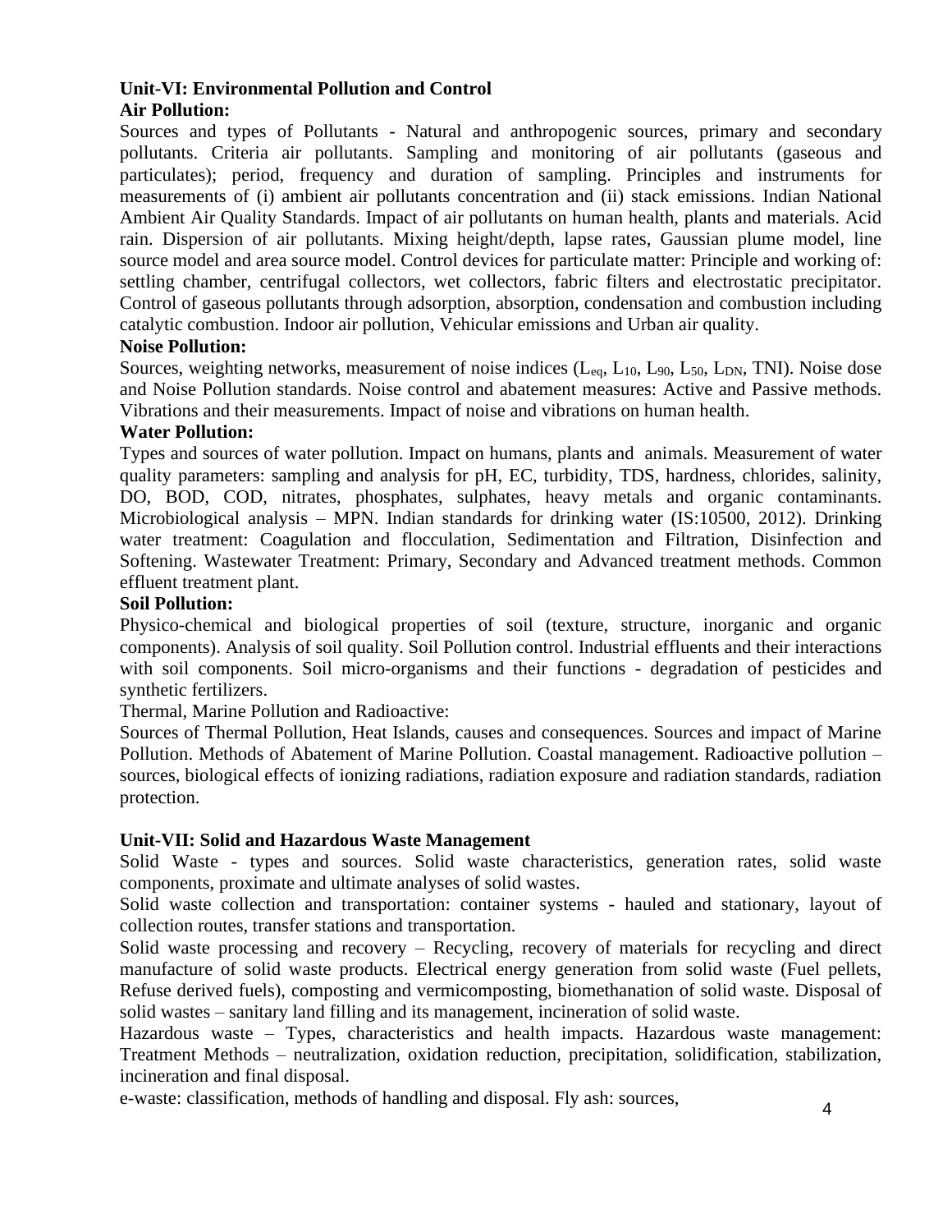**Unit-VI: Environmental Pollution and Control**

**Air Pollution:**

Sources and types of Pollutants - Natural and anthropogenic sources, primary and secondary pollutants. Criteria air pollutants. Sampling and monitoring of air pollutants (gaseous and particulates); period, frequency and duration of sampling. Principles and instruments for measurements of (i) ambient air pollutants concentration and (ii) stack emissions. Indian National Ambient Air Quality Standards. Impact of air pollutants on human health, plants and materials. Acid rain. Dispersion of air pollutants. Mixing height/depth, lapse rates, Gaussian plume model, line source model and area source model. Control devices for particulate matter: Principle and working of: settling chamber, centrifugal collectors, wet collectors, fabric filters and electrostatic precipitator. Control of gaseous pollutants through adsorption, absorption, condensation and combustion including catalytic combustion. Indoor air pollution, Vehicular emissions and Urban air quality.

**Noise Pollution:**

Sources, weighting networks, measurement of noise indices ($L_{eq}$, $L_{10}$, $L_{90}$, $L_{50}$, $L_{DN}$, TNI). Noise dose and Noise Pollution standards. Noise control and abatement measures: Active and Passive methods. Vibrations and their measurements. Impact of noise and vibrations on human health.

**Water Pollution:**

Types and sources of water pollution. Impact on humans, plants and animals. Measurement of water quality parameters: sampling and analysis for pH, EC, turbidity, TDS, hardness, chlorides, salinity, DO, BOD, COD, nitrates, phosphates, sulphates, heavy metals and organic contaminants. Microbiological analysis – MPN. Indian standards for drinking water (IS:10500, 2012). Drinking water treatment: Coagulation and flocculation, Sedimentation and Filtration, Disinfection and Softening. Wastewater Treatment: Primary, Secondary and Advanced treatment methods. Common effluent treatment plant.

**Soil Pollution:**

Physico-chemical and biological properties of soil (texture, structure, inorganic and organic components). Analysis of soil quality. Soil Pollution control. Industrial effluents and their interactions with soil components. Soil micro-organisms and their functions - degradation of pesticides and synthetic fertilizers.

Thermal, Marine Pollution and Radioactive:

Sources of Thermal Pollution, Heat Islands, causes and consequences. Sources and impact of Marine Pollution. Methods of Abatement of Marine Pollution. Coastal management. Radioactive pollution – sources, biological effects of ionizing radiations, radiation exposure and radiation standards, radiation protection.

**Unit-VII: Solid and Hazardous Waste Management**

Solid Waste - types and sources. Solid waste characteristics, generation rates, solid waste components, proximate and ultimate analyses of solid wastes.

Solid waste collection and transportation: container systems - hauled and stationary, layout of collection routes, transfer stations and transportation.

Solid waste processing and recovery – Recycling, recovery of materials for recycling and direct manufacture of solid waste products. Electrical energy generation from solid waste (Fuel pellets, Refuse derived fuels), composting and vermicomposting, biomethanation of solid waste. Disposal of solid wastes – sanitary land filling and its management, incineration of solid waste.

Hazardous waste – Types, characteristics and health impacts. Hazardous waste management: Treatment Methods – neutralization, oxidation reduction, precipitation, solidification, stabilization, incineration and final disposal.

e-waste: classification, methods of handling and disposal. Fly ash: sources,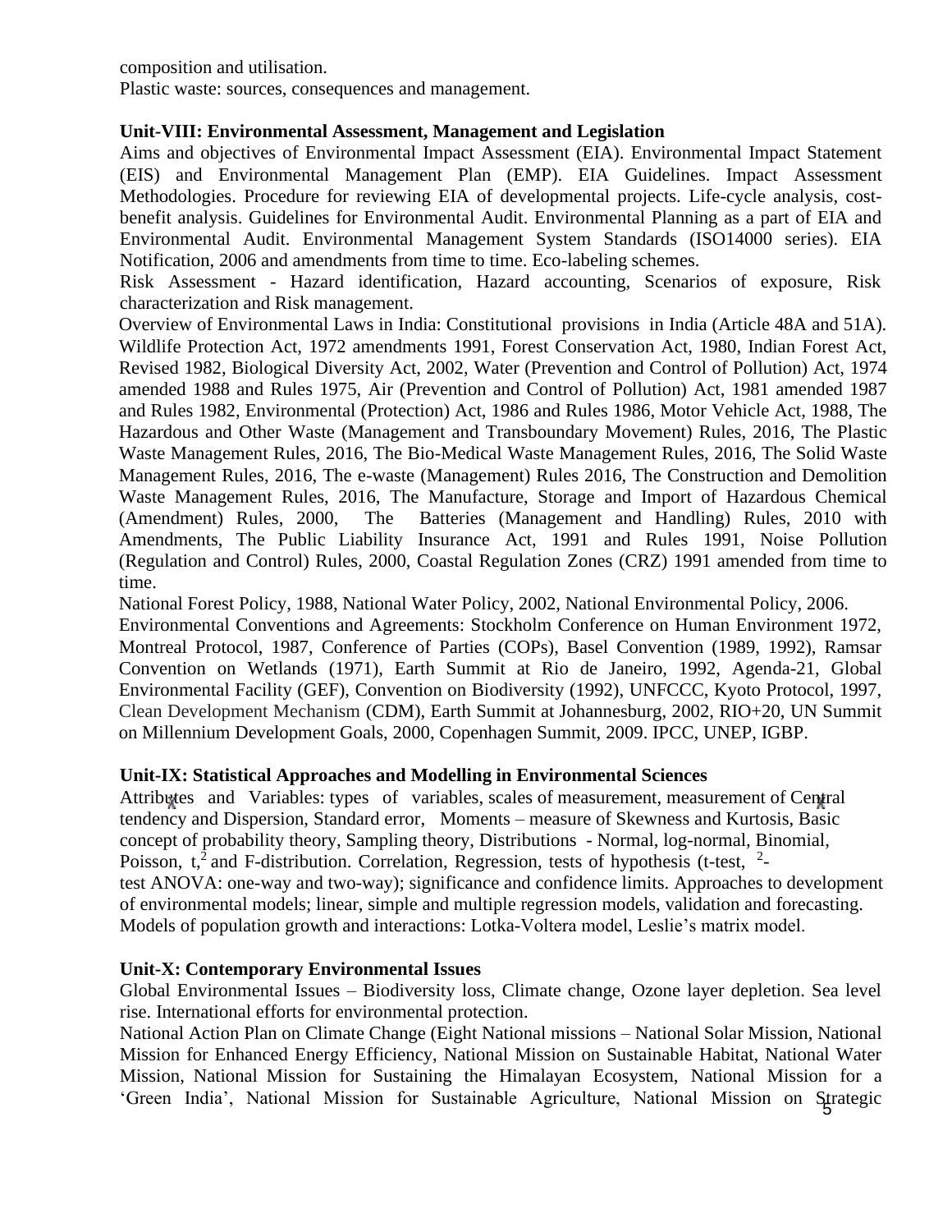composition and utilisation.

Plastic waste: sources, consequences and management.

**Unit-VIII: Environmental Assessment, Management and Legislation**

Aims and objectives of Environmental Impact Assessment (EIA). Environmental Impact Statement (EIS) and Environmental Management Plan (EMP). EIA Guidelines. Impact Assessment Methodologies. Procedure for reviewing EIA of developmental projects. Life-cycle analysis, cost-benefit analysis. Guidelines for Environmental Audit. Environmental Planning as a part of EIA and Environmental Audit. Environmental Management System Standards (ISO14000 series). EIA Notification, 2006 and amendments from time to time. Eco-labeling schemes.

Risk Assessment - Hazard identification, Hazard accounting, Scenarios of exposure, Risk characterization and Risk management.

Overview of Environmental Laws in India: Constitutional provisions in India (Article 48A and 51A). Wildlife Protection Act, 1972 amendments 1991, Forest Conservation Act, 1980, Indian Forest Act, Revised 1982, Biological Diversity Act, 2002, Water (Prevention and Control of Pollution) Act, 1974 amended 1988 and Rules 1975, Air (Prevention and Control of Pollution) Act, 1981 amended 1987 and Rules 1982, Environmental (Protection) Act, 1986 and Rules 1986, Motor Vehicle Act, 1988, The Hazardous and Other Waste (Management and Transboundary Movement) Rules, 2016, The Plastic Waste Management Rules, 2016, The Bio-Medical Waste Management Rules, 2016, The Solid Waste Management Rules, 2016, The e-waste (Management) Rules 2016, The Construction and Demolition Waste Management Rules, 2016, The Manufacture, Storage and Import of Hazardous Chemical (Amendment) Rules, 2000, The Batteries (Management and Handling) Rules, 2010 with Amendments, The Public Liability Insurance Act, 1991 and Rules 1991, Noise Pollution (Regulation and Control) Rules, 2000, Coastal Regulation Zones (CRZ) 1991 amended from time to time.

National Forest Policy, 1988, National Water Policy, 2002, National Environmental Policy, 2006.

Environmental Conventions and Agreements: Stockholm Conference on Human Environment 1972, Montreal Protocol, 1987, Conference of Parties (COPs), Basel Convention (1989, 1992), Ramsar Convention on Wetlands (1971), Earth Summit at Rio de Janeiro, 1992, Agenda-21, Global Environmental Facility (GEF), Convention on Biodiversity (1992), UNFCCC, Kyoto Protocol, 1997, Clean Development Mechanism (CDM), Earth Summit at Johannesburg, 2002, RIO+20, UN Summit on Millennium Development Goals, 2000, Copenhagen Summit, 2009. IPCC, UNEP, IGBP.

**Unit-IX: Statistical Approaches and Modelling in Environmental Sciences**

Attributes and Variables: types of variables, scales of measurement, measurement of Central tendency and Dispersion, Standard error, Moments – measure of Skewness and Kurtosis, Basic concept of probability theory, Sampling theory, Distributions - Normal, log-normal, Binomial, Poisson, t, $\chi^2$ and F-distribution. Correlation, Regression, tests of hypothesis (t-test, $\chi^2$-test ANOVA: one-way and two-way); significance and confidence limits. Approaches to development of environmental models; linear, simple and multiple regression models, validation and forecasting. Models of population growth and interactions: Lotka-Voltera model, Leslie's matrix model.

**Unit-X: Contemporary Environmental Issues**

Global Environmental Issues – Biodiversity loss, Climate change, Ozone layer depletion. Sea level rise. International efforts for environmental protection.

National Action Plan on Climate Change (Eight National missions – National Solar Mission, National Mission for Enhanced Energy Efficiency, National Mission on Sustainable Habitat, National Water Mission, National Mission for Sustaining the Himalayan Ecosystem, National Mission for a 'Green India', National Mission for Sustainable Agriculture, National Mission on Strategic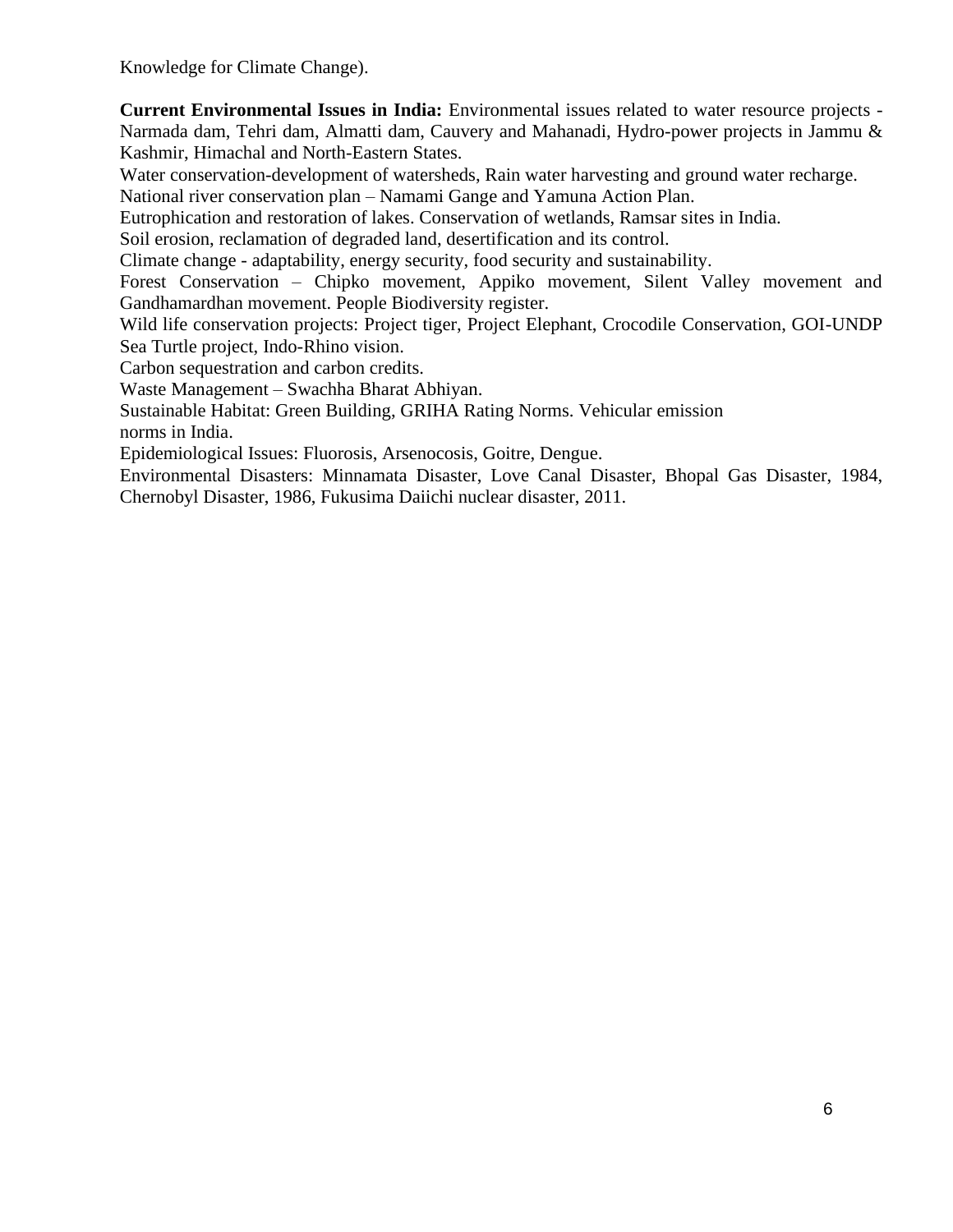Knowledge for Climate Change).

**Current Environmental Issues in India:** Environmental issues related to water resource projects - Narmada dam, Tehri dam, Almatti dam, Cauvery and Mahanadi, Hydro-power projects in Jammu & Kashmir, Himachal and North-Eastern States.

Water conservation-development of watersheds, Rain water harvesting and ground water recharge.

National river conservation plan – Namami Gange and Yamuna Action Plan.

Eutrophication and restoration of lakes. Conservation of wetlands, Ramsar sites in India.

Soil erosion, reclamation of degraded land, desertification and its control.

Climate change - adaptability, energy security, food security and sustainability.

Forest Conservation – Chipko movement, Appiko movement, Silent Valley movement and Gandhamardhan movement. People Biodiversity register.

Wild life conservation projects: Project tiger, Project Elephant, Crocodile Conservation, GOI-UNDP Sea Turtle project, Indo-Rhino vision.

Carbon sequestration and carbon credits.

Waste Management – Swachha Bharat Abhiyan.

Sustainable Habitat: Green Building, GRIHA Rating Norms. Vehicular emission norms in India.

Epidemiological Issues: Fluorosis, Arsenocosis, Goitre, Dengue.

Environmental Disasters: Minnamata Disaster, Love Canal Disaster, Bhopal Gas Disaster, 1984, Chernobyl Disaster, 1986, Fukusima Daiichi nuclear disaster, 2011.